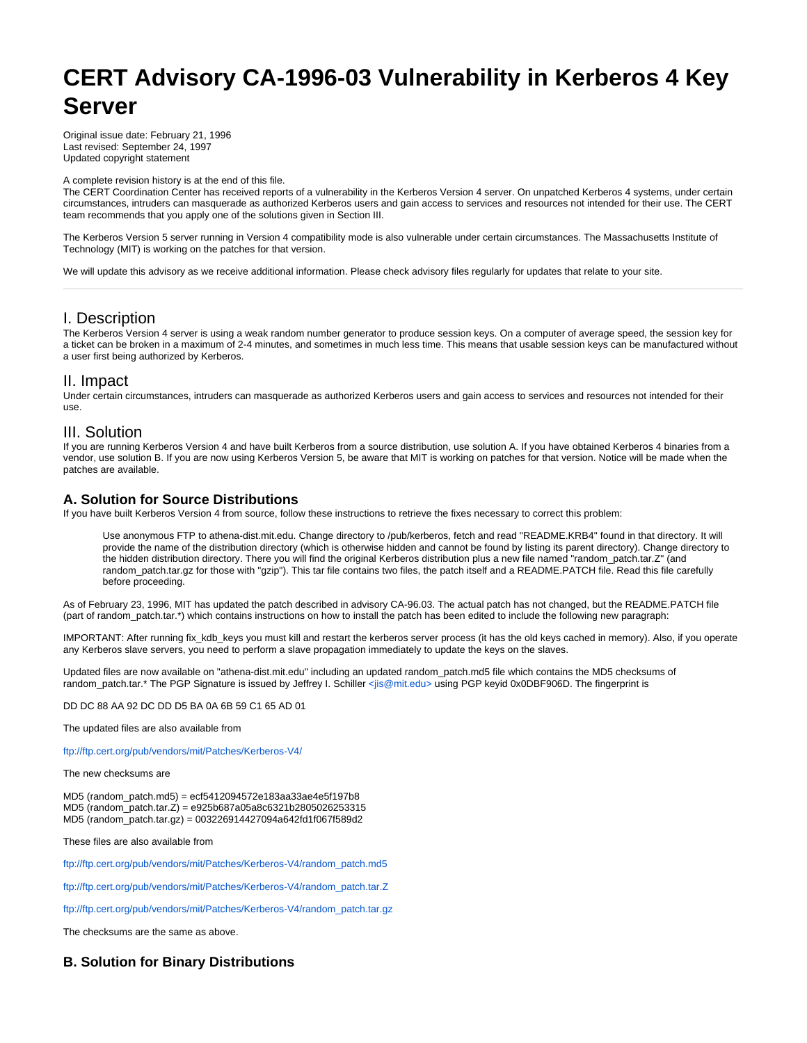# CERT Advisory CA-1996-03 Vulnerability in Kerberos 4 Key Server

Original issue date: February 21, 1996
Last revised: September 24, 1997
Updated copyright statement

A complete revision history is at the end of this file.
The CERT Coordination Center has received reports of a vulnerability in the Kerberos Version 4 server. On unpatched Kerberos 4 systems, under certain circumstances, intruders can masquerade as authorized Kerberos users and gain access to services and resources not intended for their use. The CERT team recommends that you apply one of the solutions given in Section III.

The Kerberos Version 5 server running in Version 4 compatibility mode is also vulnerable under certain circumstances. The Massachusetts Institute of Technology (MIT) is working on the patches for that version.

We will update this advisory as we receive additional information. Please check advisory files regularly for updates that relate to your site.

---

## I. Description

The Kerberos Version 4 server is using a weak random number generator to produce session keys. On a computer of average speed, the session key for a ticket can be broken in a maximum of 2-4 minutes, and sometimes in much less time. This means that usable session keys can be manufactured without a user first being authorized by Kerberos.

## II. Impact

Under certain circumstances, intruders can masquerade as authorized Kerberos users and gain access to services and resources not intended for their use.

## III. Solution

If you are running Kerberos Version 4 and have built Kerberos from a source distribution, use solution A. If you have obtained Kerberos 4 binaries from a vendor, use solution B. If you are now using Kerberos Version 5, be aware that MIT is working on patches for that version. Notice will be made when the patches are available.

### A. Solution for Source Distributions

If you have built Kerberos Version 4 from source, follow these instructions to retrieve the fixes necessary to correct this problem:

> Use anonymous FTP to athena-dist.mit.edu. Change directory to /pub/kerberos, fetch and read "README.KRB4" found in that directory. It will provide the name of the distribution directory (which is otherwise hidden and cannot be found by listing its parent directory). Change directory to the hidden distribution directory. There you will find the original Kerberos distribution plus a new file named "random_patch.tar.Z" (and random_patch.tar.gz for those with "gzip"). This tar file contains two files, the patch itself and a README.PATCH file. Read this file carefully before proceeding.

As of February 23, 1996, MIT has updated the patch described in advisory CA-96.03. The actual patch has not changed, but the README.PATCH file (part of random_patch.tar.*) which contains instructions on how to install the patch has been edited to include the following new paragraph:

IMPORTANT: After running fix_kdb_keys you must kill and restart the kerberos server process (it has the old keys cached in memory). Also, if you operate any Kerberos slave servers, you need to perform a slave propagation immediately to update the keys on the slaves.

Updated files are now available on "athena-dist.mit.edu" including an updated random_patch.md5 file which contains the MD5 checksums of random_patch.tar.* The PGP Signature is issued by Jeffrey I. Schiller <jis@mit.edu> using PGP keyid 0x0DBF906D. The fingerprint is

DD DC 88 AA 92 DC DD D5 BA 0A 6B 59 C1 65 AD 01

The updated files are also available from

ftp://ftp.cert.org/pub/vendors/mit/Patches/Kerberos-V4/

The new checksums are

MD5 (random_patch.md5) = ecf5412094572e183aa33ae4e5f197b8
MD5 (random_patch.tar.Z) = e925b687a05a8c6321b2805026253315
MD5 (random_patch.tar.gz) = 003226914427094a642fd1f067f589d2

These files are also available from

ftp://ftp.cert.org/pub/vendors/mit/Patches/Kerberos-V4/random_patch.md5

ftp://ftp.cert.org/pub/vendors/mit/Patches/Kerberos-V4/random_patch.tar.Z

ftp://ftp.cert.org/pub/vendors/mit/Patches/Kerberos-V4/random_patch.tar.gz

The checksums are the same as above.

### B. Solution for Binary Distributions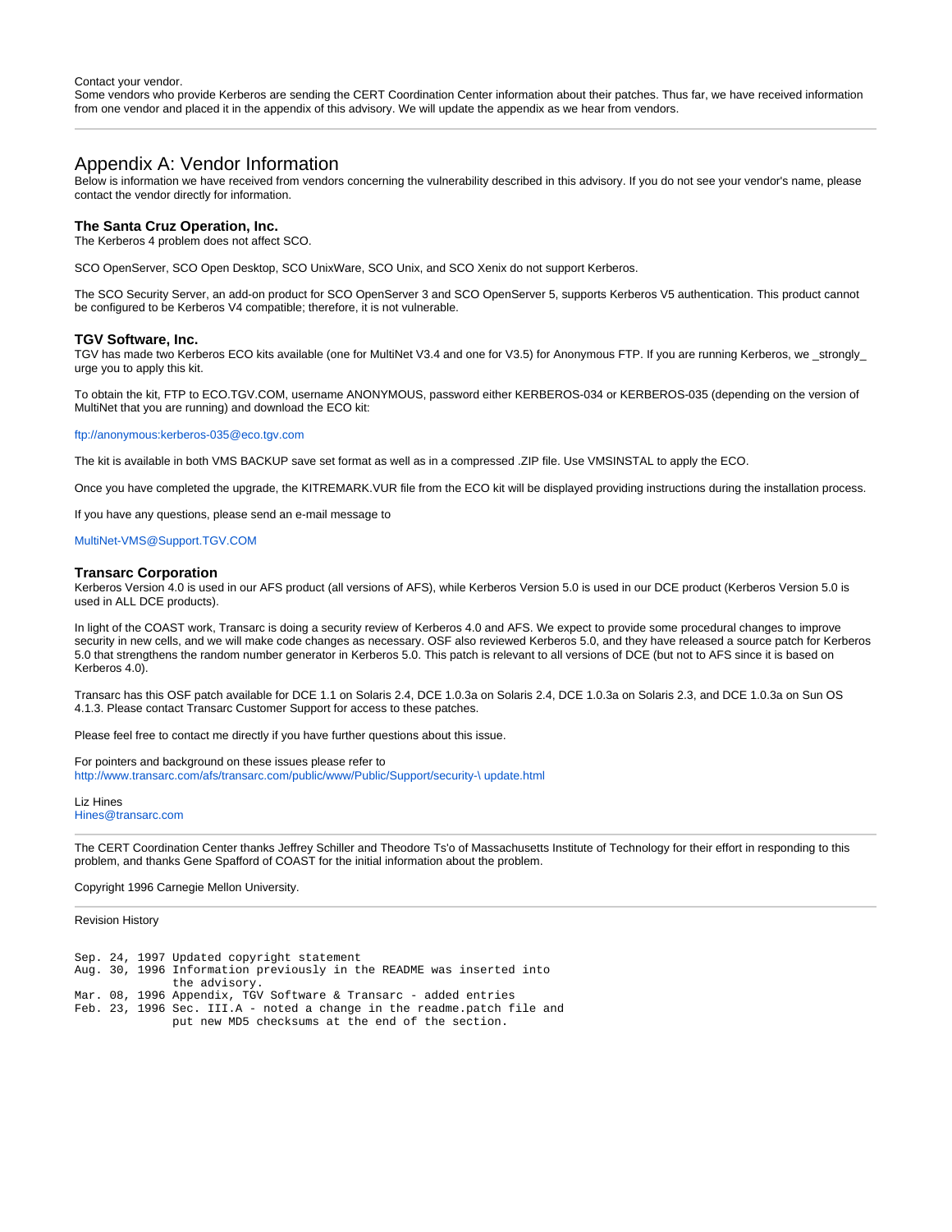Contact your vendor.

Some vendors who provide Kerberos are sending the CERT Coordination Center information about their patches. Thus far, we have received information from one vendor and placed it in the appendix of this advisory. We will update the appendix as we hear from vendors.

---

## Appendix A: Vendor Information

Below is information we have received from vendors concerning the vulnerability described in this advisory. If you do not see your vendor's name, please contact the vendor directly for information.

### The Santa Cruz Operation, Inc.

The Kerberos 4 problem does not affect SCO.

SCO OpenServer, SCO Open Desktop, SCO UnixWare, SCO Unix, and SCO Xenix do not support Kerberos.

The SCO Security Server, an add-on product for SCO OpenServer 3 and SCO OpenServer 5, supports Kerberos V5 authentication. This product cannot be configured to be Kerberos V4 compatible; therefore, it is not vulnerable.

### TGV Software, Inc.

TGV has made two Kerberos ECO kits available (one for MultiNet V3.4 and one for V3.5) for Anonymous FTP. If you are running Kerberos, we _strongly_ urge you to apply this kit.

To obtain the kit, FTP to ECO.TGV.COM, username ANONYMOUS, password either KERBEROS-034 or KERBEROS-035 (depending on the version of MultiNet that you are running) and download the ECO kit:

ftp://anonymous:kerberos-035@eco.tgv.com

The kit is available in both VMS BACKUP save set format as well as in a compressed .ZIP file. Use VMSINSTAL to apply the ECO.

Once you have completed the upgrade, the KITREMARK.VUR file from the ECO kit will be displayed providing instructions during the installation process.

If you have any questions, please send an e-mail message to

MultiNet-VMS@Support.TGV.COM

### Transarc Corporation

Kerberos Version 4.0 is used in our AFS product (all versions of AFS), while Kerberos Version 5.0 is used in our DCE product (Kerberos Version 5.0 is used in ALL DCE products).

In light of the COAST work, Transarc is doing a security review of Kerberos 4.0 and AFS. We expect to provide some procedural changes to improve security in new cells, and we will make code changes as necessary. OSF also reviewed Kerberos 5.0, and they have released a source patch for Kerberos 5.0 that strengthens the random number generator in Kerberos 5.0. This patch is relevant to all versions of DCE (but not to AFS since it is based on Kerberos 4.0).

Transarc has this OSF patch available for DCE 1.1 on Solaris 2.4, DCE 1.0.3a on Solaris 2.4, DCE 1.0.3a on Solaris 2.3, and DCE 1.0.3a on Sun OS 4.1.3. Please contact Transarc Customer Support for access to these patches.

Please feel free to contact me directly if you have further questions about this issue.

For pointers and background on these issues please refer to
http://www.transarc.com/afs/transarc.com/public/www/Public/Support/security-\ update.html

Liz Hines
Hines@transarc.com

---

The CERT Coordination Center thanks Jeffrey Schiller and Theodore Ts'o of Massachusetts Institute of Technology for their effort in responding to this problem, and thanks Gene Spafford of COAST for the initial information about the problem.

Copyright 1996 Carnegie Mellon University.

---

Revision History

```
Sep. 24, 1997 Updated copyright statement
Aug. 30, 1996 Information previously in the README was inserted into
              the advisory.
Mar. 08, 1996 Appendix, TGV Software & Transarc - added entries
Feb. 23, 1996 Sec. III.A - noted a change in the readme.patch file and
              put new MD5 checksums at the end of the section.
```